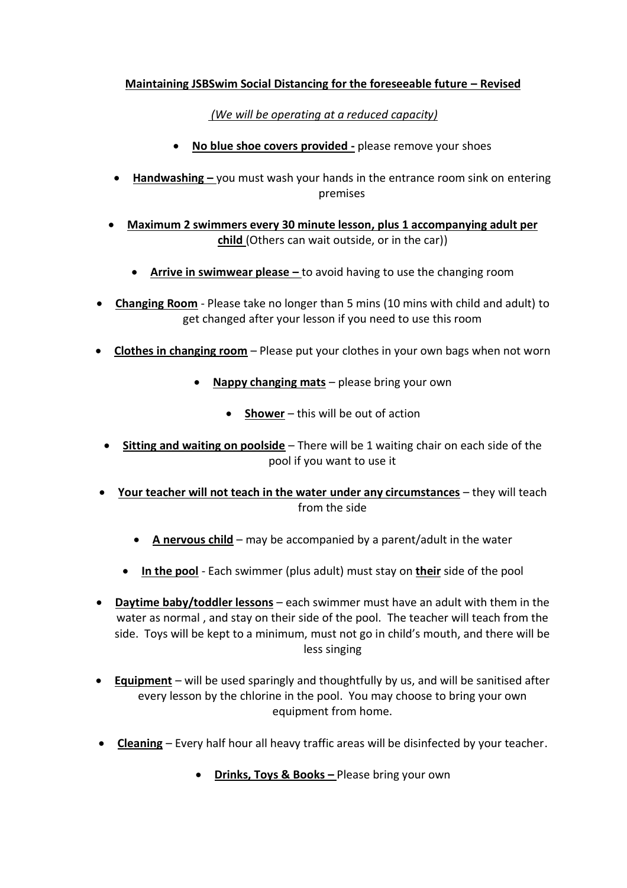**Maintaining JSBSwim Social Distancing for the foreseeable future – Revised**

*(We will be operating at a reduced capacity)*

- **No blue shoe covers provided -** please remove your shoes
- **Handwashing –** you must wash your hands in the entrance room sink on entering premises
- **Maximum 2 swimmers every 30 minute lesson, plus 1 accompanying adult per child** (Others can wait outside, or in the car))
- **Arrive in swimwear please –** to avoid having to use the changing room
- **Changing Room** - Please take no longer than 5 mins (10 mins with child and adult) to get changed after your lesson if you need to use this room
- **Clothes in changing room** – Please put your clothes in your own bags when not worn
- **Nappy changing mats** – please bring your own
- **Shower** – this will be out of action
- **Sitting and waiting on poolside** – There will be 1 waiting chair on each side of the pool if you want to use it
- **Your teacher will not teach in the water under any circumstances** – they will teach from the side
- **A nervous child** – may be accompanied by a parent/adult in the water
- **In the pool** - Each swimmer (plus adult) must stay on **their** side of the pool
- **Daytime baby/toddler lessons** – each swimmer must have an adult with them in the water as normal , and stay on their side of the pool. The teacher will teach from the side. Toys will be kept to a minimum, must not go in child's mouth, and there will be less singing
- **Equipment** – will be used sparingly and thoughtfully by us, and will be sanitised after every lesson by the chlorine in the pool. You may choose to bring your own equipment from home.
- **Cleaning** – Every half hour all heavy traffic areas will be disinfected by your teacher.
- **Drinks, Toys & Books –** Please bring your own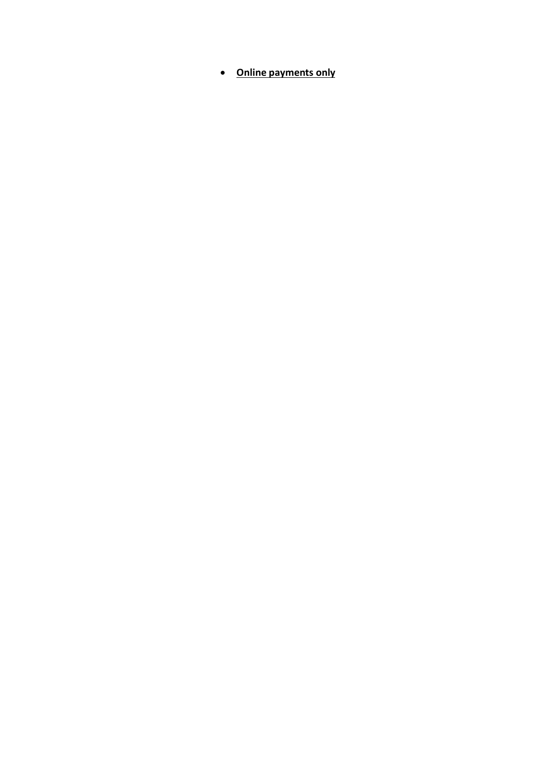- **Online payments only**